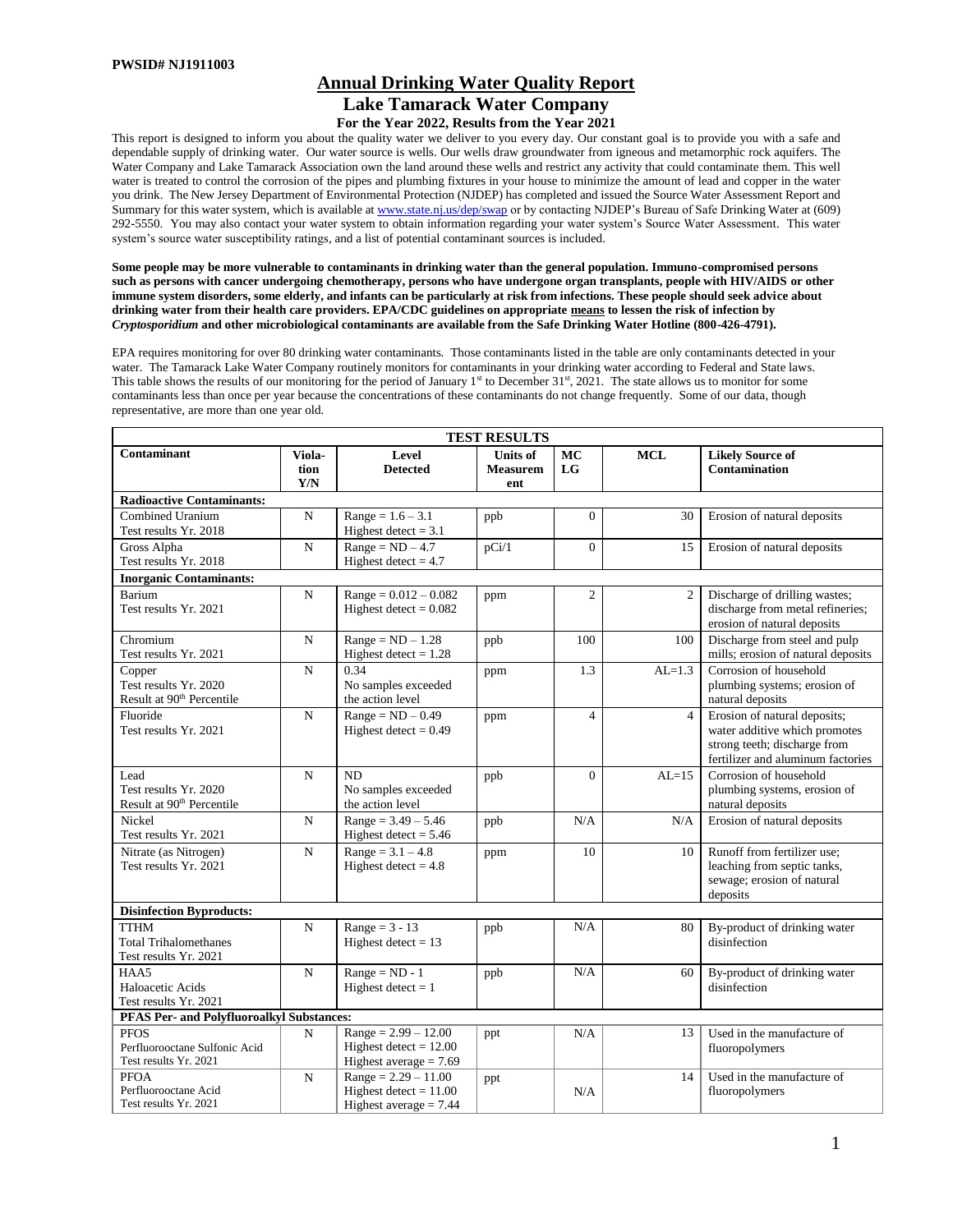**PWSID# NJ1911003**

# Annual Drinking Water Quality Report

## Lake Tamarack Water Company

### For the Year 2022, Results from the Year 2021

This report is designed to inform you about the quality water we deliver to you every day. Our constant goal is to provide you with a safe and dependable supply of drinking water. Our water source is wells. Our wells draw groundwater from igneous and metamorphic rock aquifers. The Water Company and Lake Tamarack Association own the land around these wells and restrict any activity that could contaminate them. This well water is treated to control the corrosion of the pipes and plumbing fixtures in your house to minimize the amount of lead and copper in the water you drink. The New Jersey Department of Environmental Protection (NJDEP) has completed and issued the Source Water Assessment Report and Summary for this water system, which is available at www.state.nj.us/dep/swap or by contacting NJDEP's Bureau of Safe Drinking Water at (609) 292-5550. You may also contact your water system to obtain information regarding your water system's Source Water Assessment. This water system's source water susceptibility ratings, and a list of potential contaminant sources is included.

**Some people may be more vulnerable to contaminants in drinking water than the general population. Immuno-compromised persons such as persons with cancer undergoing chemotherapy, persons who have undergone organ transplants, people with HIV/AIDS or other immune system disorders, some elderly, and infants can be particularly at risk from infections. These people should seek advice about drinking water from their health care providers. EPA/CDC guidelines on appropriate means to lessen the risk of infection by *Cryptosporidium* and other microbiological contaminants are available from the Safe Drinking Water Hotline (800-426-4791).**

EPA requires monitoring for over 80 drinking water contaminants. Those contaminants listed in the table are only contaminants detected in your water. The Tamarack Lake Water Company routinely monitors for contaminants in your drinking water according to Federal and State laws. This table shows the results of our monitoring for the period of January 1st to December 31st, 2021. The state allows us to monitor for some contaminants less than once per year because the concentrations of these contaminants do not change frequently. Some of our data, though representative, are more than one year old.

| TEST RESULTS | | | | | | |
|---|---|---|---|---|---|---|
| **Contaminant** | **Violation Y/N** | **Level Detected** | **Units of Measurement** | **MCLG** | **MCL** | **Likely Source of Contamination** |
| **Radioactive Contaminants:** | | | | | | |
| Combined Uranium<br>Test results Yr. 2018 | N | Range = 1.6 – 3.1<br>Highest detect = 3.1 | ppb | 0 | 30 | Erosion of natural deposits |
| Gross Alpha<br>Test results Yr. 2018 | N | Range = ND – 4.7<br>Highest detect = 4.7 | pCi/1 | 0 | 15 | Erosion of natural deposits |
| **Inorganic Contaminants:** | | | | | | |
| Barium<br>Test results Yr. 2021 | N | Range = 0.012 – 0.082<br>Highest detect = 0.082 | ppm | 2 | 2 | Discharge of drilling wastes; discharge from metal refineries; erosion of natural deposits |
| Chromium<br>Test results Yr. 2021 | N | Range = ND – 1.28<br>Highest detect = 1.28 | ppb | 100 | 100 | Discharge from steel and pulp mills; erosion of natural deposits |
| Copper<br>Test results Yr. 2020<br>Result at 90th Percentile | N | 0.34<br>No samples exceeded the action level | ppm | 1.3 | AL=1.3 | Corrosion of household plumbing systems; erosion of natural deposits |
| Fluoride<br>Test results Yr. 2021 | N | Range = ND – 0.49<br>Highest detect = 0.49 | ppm | 4 | 4 | Erosion of natural deposits; water additive which promotes strong teeth; discharge from fertilizer and aluminum factories |
| Lead<br>Test results Yr. 2020<br>Result at 90th Percentile | N | ND<br>No samples exceeded the action level | ppb | 0 | AL=15 | Corrosion of household plumbing systems, erosion of natural deposits |
| Nickel<br>Test results Yr. 2021 | N | Range = 3.49 – 5.46<br>Highest detect = 5.46 | ppb | N/A | N/A | Erosion of natural deposits |
| Nitrate (as Nitrogen)<br>Test results Yr. 2021 | N | Range = 3.1 – 4.8<br>Highest detect = 4.8 | ppm | 10 | 10 | Runoff from fertilizer use; leaching from septic tanks, sewage; erosion of natural deposits |
| **Disinfection Byproducts:** | | | | | | |
| TTHM<br>Total Trihalomethanes<br>Test results Yr. 2021 | N | Range = 3 - 13<br>Highest detect = 13 | ppb | N/A | 80 | By-product of drinking water disinfection |
| HAA5<br>Haloacetic Acids<br>Test results Yr. 2021 | N | Range = ND - 1<br>Highest detect = 1 | ppb | N/A | 60 | By-product of drinking water disinfection |
| **PFAS Per- and Polyfluoroalkyl Substances:** | | | | | | |
| PFOS<br>Perfluorooctane Sulfonic Acid<br>Test results Yr. 2021 | N | Range = 2.99 – 12.00<br>Highest detect = 12.00<br>Highest average = 7.69 | ppt | N/A | 13 | Used in the manufacture of fluoropolymers |
| PFOA<br>Perfluorooctane Acid<br>Test results Yr. 2021 | N | Range = 2.29 – 11.00<br>Highest detect = 11.00<br>Highest average = 7.44 | ppt | N/A | 14 | Used in the manufacture of fluoropolymers |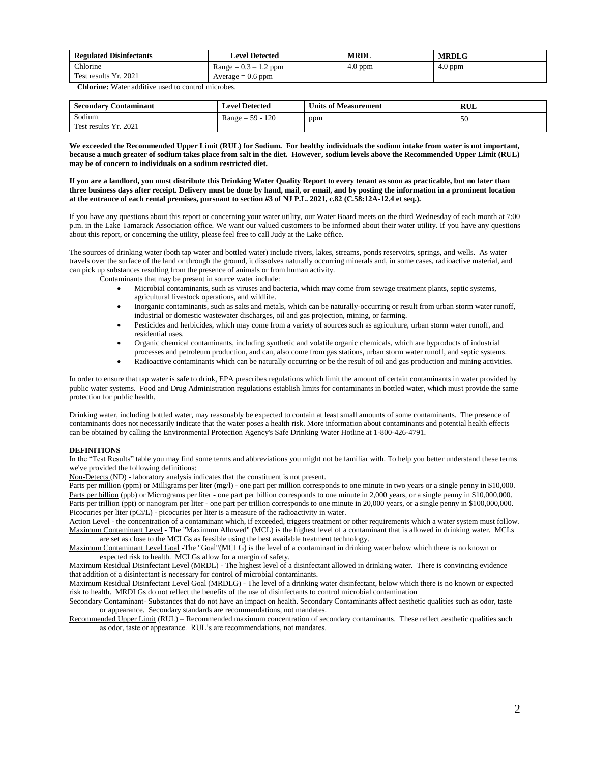| Regulated Disinfectants | Level Detected | MRDL | MRDLG |
|---|---|---|---|
| Chlorine<br>Test results Yr. 2021 | Range = 0.3 – 1.2 ppm<br>Average = 0.6 ppm | 4.0 ppm | 4.0 ppm |

**Chlorine:** Water additive used to control microbes.

| Secondary Contaminant | Level Detected | Units of Measurement | RUL |
|---|---|---|---|
| Sodium<br>Test results Yr. 2021 | Range = 59 - 120 | ppm | 50 |

**We exceeded the Recommended Upper Limit (RUL) for Sodium. For healthy individuals the sodium intake from water is not important, because a much greater of sodium takes place from salt in the diet. However, sodium levels above the Recommended Upper Limit (RUL) may be of concern to individuals on a sodium restricted diet.**

**If you are a landlord, you must distribute this Drinking Water Quality Report to every tenant as soon as practicable, but no later than three business days after receipt. Delivery must be done by hand, mail, or email, and by posting the information in a prominent location at the entrance of each rental premises, pursuant to section #3 of NJ P.L. 2021, c.82 (C.58:12A-12.4 et seq.).**

If you have any questions about this report or concerning your water utility, our Water Board meets on the third Wednesday of each month at 7:00 p.m. in the Lake Tamarack Association office. We want our valued customers to be informed about their water utility. If you have any questions about this report, or concerning the utility, please feel free to call Judy at the Lake office.

The sources of drinking water (both tap water and bottled water) include rivers, lakes, streams, ponds reservoirs, springs, and wells. As water travels over the surface of the land or through the ground, it dissolves naturally occurring minerals and, in some cases, radioactive material, and can pick up substances resulting from the presence of animals or from human activity.

Contaminants that may be present in source water include:

- Microbial contaminants, such as viruses and bacteria, which may come from sewage treatment plants, septic systems, agricultural livestock operations, and wildlife.
- Inorganic contaminants, such as salts and metals, which can be naturally-occurring or result from urban storm water runoff, industrial or domestic wastewater discharges, oil and gas projection, mining, or farming.
- Pesticides and herbicides, which may come from a variety of sources such as agriculture, urban storm water runoff, and residential uses.
- Organic chemical contaminants, including synthetic and volatile organic chemicals, which are byproducts of industrial processes and petroleum production, and can, also come from gas stations, urban storm water runoff, and septic systems.
- Radioactive contaminants which can be naturally occurring or be the result of oil and gas production and mining activities.

In order to ensure that tap water is safe to drink, EPA prescribes regulations which limit the amount of certain contaminants in water provided by public water systems. Food and Drug Administration regulations establish limits for contaminants in bottled water, which must provide the same protection for public health.

Drinking water, including bottled water, may reasonably be expected to contain at least small amounts of some contaminants. The presence of contaminants does not necessarily indicate that the water poses a health risk. More information about contaminants and potential health effects can be obtained by calling the Environmental Protection Agency's Safe Drinking Water Hotline at 1-800-426-4791.

**DEFINITIONS**

In the "Test Results" table you may find some terms and abbreviations you might not be familiar with. To help you better understand these terms we've provided the following definitions:

Non-Detects (ND) - laboratory analysis indicates that the constituent is not present.

Parts per million (ppm) or Milligrams per liter (mg/l) - one part per million corresponds to one minute in two years or a single penny in $10,000.

Parts per billion (ppb) or Micrograms per liter - one part per billion corresponds to one minute in 2,000 years, or a single penny in $10,000,000.

Parts per trillion (ppt) or nanogram per liter - one part per trillion corresponds to one minute in 20,000 years, or a single penny in $100,000,000.

Picocuries per liter (pCi/L) - picocuries per liter is a measure of the radioactivity in water.

Action Level - the concentration of a contaminant which, if exceeded, triggers treatment or other requirements which a water system must follow.

Maximum Contaminant Level - The "Maximum Allowed" (MCL) is the highest level of a contaminant that is allowed in drinking water. MCLs are set as close to the MCLGs as feasible using the best available treatment technology.

Maximum Contaminant Level Goal -The "Goal"(MCLG) is the level of a contaminant in drinking water below which there is no known or expected risk to health. MCLGs allow for a margin of safety.

Maximum Residual Disinfectant Level (MRDL) - The highest level of a disinfectant allowed in drinking water. There is convincing evidence that addition of a disinfectant is necessary for control of microbial contaminants.

Maximum Residual Disinfectant Level Goal (MRDLG) - The level of a drinking water disinfectant, below which there is no known or expected risk to health. MRDLGs do not reflect the benefits of the use of disinfectants to control microbial contamination

Secondary Contaminant- Substances that do not have an impact on health. Secondary Contaminants affect aesthetic qualities such as odor, taste or appearance. Secondary standards are recommendations, not mandates.

Recommended Upper Limit (RUL) – Recommended maximum concentration of secondary contaminants. These reflect aesthetic qualities such as odor, taste or appearance. RUL's are recommendations, not mandates.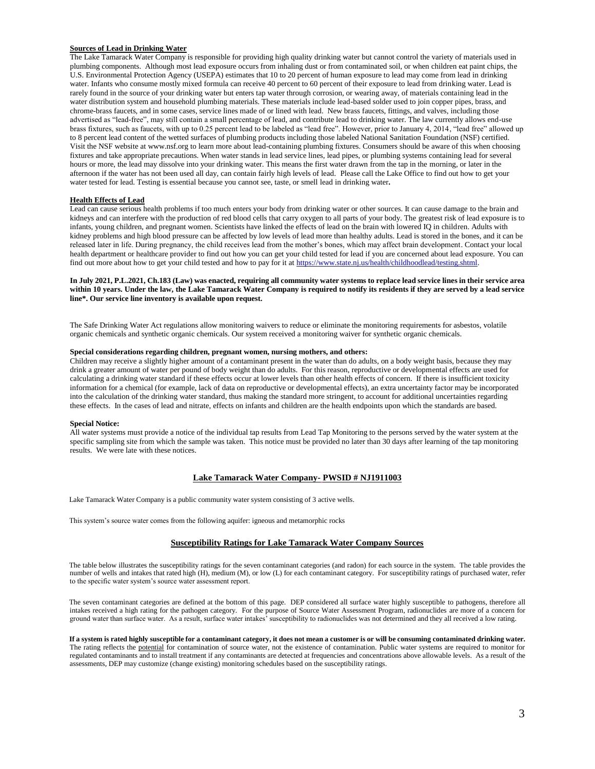**Sources of Lead in Drinking Water**

The Lake Tamarack Water Company is responsible for providing high quality drinking water but cannot control the variety of materials used in plumbing components. Although most lead exposure occurs from inhaling dust or from contaminated soil, or when children eat paint chips, the U.S. Environmental Protection Agency (USEPA) estimates that 10 to 20 percent of human exposure to lead may come from lead in drinking water. Infants who consume mostly mixed formula can receive 40 percent to 60 percent of their exposure to lead from drinking water. Lead is rarely found in the source of your drinking water but enters tap water through corrosion, or wearing away, of materials containing lead in the water distribution system and household plumbing materials. These materials include lead-based solder used to join copper pipes, brass, and chrome-brass faucets, and in some cases, service lines made of or lined with lead. New brass faucets, fittings, and valves, including those advertised as "lead-free", may still contain a small percentage of lead, and contribute lead to drinking water. The law currently allows end-use brass fixtures, such as faucets, with up to 0.25 percent lead to be labeled as "lead free". However, prior to January 4, 2014, "lead free" allowed up to 8 percent lead content of the wetted surfaces of plumbing products including those labeled National Sanitation Foundation (NSF) certified. Visit the NSF website at www.nsf.org to learn more about lead-containing plumbing fixtures. Consumers should be aware of this when choosing fixtures and take appropriate precautions. When water stands in lead service lines, lead pipes, or plumbing systems containing lead for several hours or more, the lead may dissolve into your drinking water. This means the first water drawn from the tap in the morning, or later in the afternoon if the water has not been used all day, can contain fairly high levels of lead. Please call the Lake Office to find out how to get your water tested for lead. Testing is essential because you cannot see, taste, or smell lead in drinking water**.**

**Health Effects of Lead**

Lead can cause serious health problems if too much enters your body from drinking water or other sources. It can cause damage to the brain and kidneys and can interfere with the production of red blood cells that carry oxygen to all parts of your body. The greatest risk of lead exposure is to infants, young children, and pregnant women. Scientists have linked the effects of lead on the brain with lowered IQ in children. Adults with kidney problems and high blood pressure can be affected by low levels of lead more than healthy adults. Lead is stored in the bones, and it can be released later in life. During pregnancy, the child receives lead from the mother's bones, which may affect brain development. Contact your local health department or healthcare provider to find out how you can get your child tested for lead if you are concerned about lead exposure. You can find out more about how to get your child tested and how to pay for it at https://www.state.nj.us/health/childhoodlead/testing.shtml.

**In July 2021, P.L.2021, Ch.183 (Law) was enacted, requiring all community water systems to replace lead service lines in their service area within 10 years. Under the law, the Lake Tamarack Water Company is required to notify its residents if they are served by a lead service line*. Our service line inventory is available upon request.**

The Safe Drinking Water Act regulations allow monitoring waivers to reduce or eliminate the monitoring requirements for asbestos, volatile organic chemicals and synthetic organic chemicals. Our system received a monitoring waiver for synthetic organic chemicals.

**Special considerations regarding children, pregnant women, nursing mothers, and others:**

Children may receive a slightly higher amount of a contaminant present in the water than do adults, on a body weight basis, because they may drink a greater amount of water per pound of body weight than do adults. For this reason, reproductive or developmental effects are used for calculating a drinking water standard if these effects occur at lower levels than other health effects of concern. If there is insufficient toxicity information for a chemical (for example, lack of data on reproductive or developmental effects), an extra uncertainty factor may be incorporated into the calculation of the drinking water standard, thus making the standard more stringent, to account for additional uncertainties regarding these effects. In the cases of lead and nitrate, effects on infants and children are the health endpoints upon which the standards are based.

**Special Notice:**

All water systems must provide a notice of the individual tap results from Lead Tap Monitoring to the persons served by the water system at the specific sampling site from which the sample was taken. This notice must be provided no later than 30 days after learning of the tap monitoring results. We were late with these notices.

## Lake Tamarack Water Company- PWSID # NJ1911003

Lake Tamarack Water Company is a public community water system consisting of 3 active wells.

This system's source water comes from the following aquifer: igneous and metamorphic rocks

## Susceptibility Ratings for Lake Tamarack Water Company Sources

The table below illustrates the susceptibility ratings for the seven contaminant categories (and radon) for each source in the system. The table provides the number of wells and intakes that rated high (H), medium (M), or low (L) for each contaminant category. For susceptibility ratings of purchased water, refer to the specific water system's source water assessment report.

The seven contaminant categories are defined at the bottom of this page. DEP considered all surface water highly susceptible to pathogens, therefore all intakes received a high rating for the pathogen category. For the purpose of Source Water Assessment Program, radionuclides are more of a concern for ground water than surface water. As a result, surface water intakes' susceptibility to radionuclides was not determined and they all received a low rating.

**If a system is rated highly susceptible for a contaminant category, it does not mean a customer is or will be consuming contaminated drinking water.** The rating reflects the potential for contamination of source water, not the existence of contamination. Public water systems are required to monitor for regulated contaminants and to install treatment if any contaminants are detected at frequencies and concentrations above allowable levels. As a result of the assessments, DEP may customize (change existing) monitoring schedules based on the susceptibility ratings.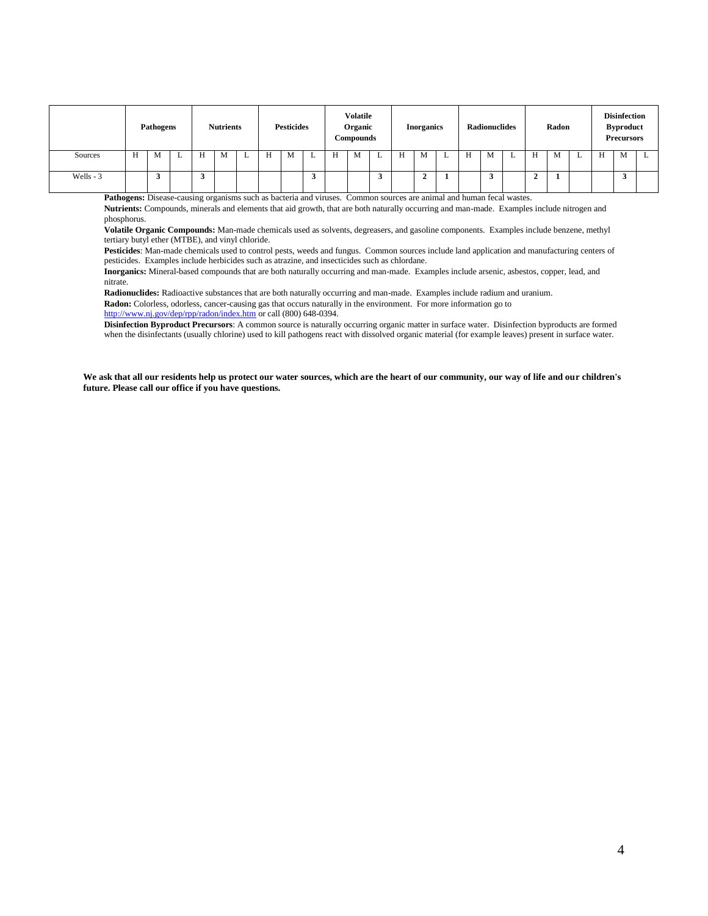| | Pathogens | | | Nutrients | | | Pesticides | | | Volatile Organic Compounds | | | Inorganics | | | Radionuclides | | | Radon | | | Disinfection Byproduct Precursors | | |
|---|---|---|---|---|---|---|---|---|---|---|---|---|---|---|---|---|---|---|---|---|---|---|---|---|
| Sources | H | M | L | H | M | L | H | M | L | H | M | L | H | M | L | H | M | L | H | M | L | H | M | L |
| Wells - 3 | | **3** | | **3** | | | | | **3** | | | **3** | | **2** | **1** | | **3** | | **2** | **1** | | | **3** | |

**Pathogens:** Disease-causing organisms such as bacteria and viruses. Common sources are animal and human fecal wastes.

**Nutrients:** Compounds, minerals and elements that aid growth, that are both naturally occurring and man-made. Examples include nitrogen and phosphorus.

**Volatile Organic Compounds:** Man-made chemicals used as solvents, degreasers, and gasoline components. Examples include benzene, methyl tertiary butyl ether (MTBE), and vinyl chloride.

**Pesticides**: Man-made chemicals used to control pests, weeds and fungus. Common sources include land application and manufacturing centers of pesticides. Examples include herbicides such as atrazine, and insecticides such as chlordane.

**Inorganics:** Mineral-based compounds that are both naturally occurring and man-made. Examples include arsenic, asbestos, copper, lead, and nitrate.

**Radionuclides:** Radioactive substances that are both naturally occurring and man-made. Examples include radium and uranium.

**Radon:** Colorless, odorless, cancer-causing gas that occurs naturally in the environment. For more information go to http://www.nj.gov/dep/rpp/radon/index.htm or call (800) 648-0394.

**Disinfection Byproduct Precursors**: A common source is naturally occurring organic matter in surface water. Disinfection byproducts are formed when the disinfectants (usually chlorine) used to kill pathogens react with dissolved organic material (for example leaves) present in surface water.

**We ask that all our residents help us protect our water sources, which are the heart of our community, our way of life and our children's future. Please call our office if you have questions.**